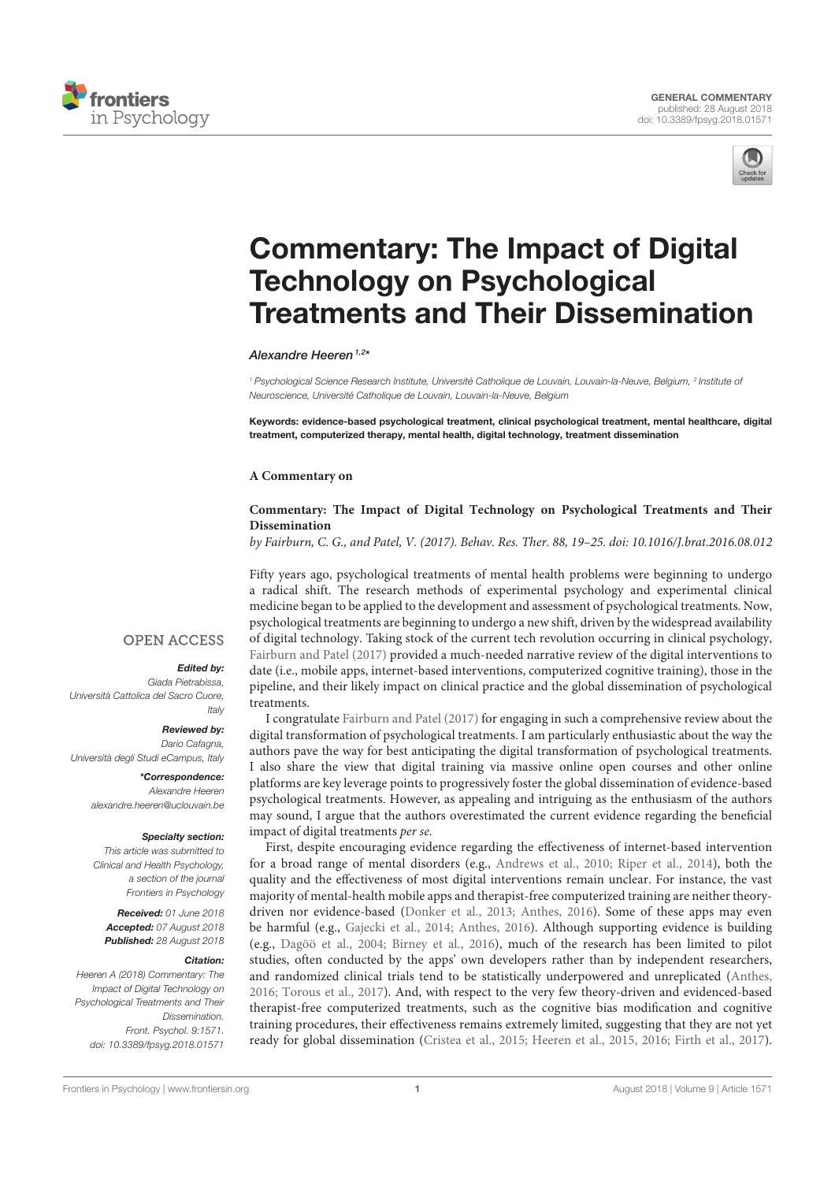GENERAL COMMENTARY
published: 28 August 2018
doi: 10.3389/fpsyg.2018.01571

# Commentary: The Impact of Digital Technology on Psychological Treatments and Their Dissemination

*Alexandre Heeren*[1,2]*

[1] Psychological Science Research Institute, Université Catholique de Louvain, Louvain-la-Neuve, Belgium, [2] Institute of Neuroscience, Université Catholique de Louvain, Louvain-la-Neuve, Belgium

**Keywords: evidence-based psychological treatment, clinical psychological treatment, mental healthcare, digital treatment, computerized therapy, mental health, digital technology, treatment dissemination**

**A Commentary on**

**Commentary: The Impact of Digital Technology on Psychological Treatments and Their Dissemination**

*by Fairburn, C. G., and Patel, V. (2017). Behav. Res. Ther. 88, 19–25. doi: 10.1016/J.brat.2016.08.012*

OPEN ACCESS

***Edited by:***
*Giada Pietrabissa,*
*Università Cattolica del Sacro Cuore, Italy*

***Reviewed by:***
*Dario Cafagna,*
*Università degli Studi eCampus, Italy*

****Correspondence:***
*Alexandre Heeren*
*alexandre.heeren@uclouvain.be*

***Specialty section:***
*This article was submitted to Clinical and Health Psychology, a section of the journal Frontiers in Psychology*

***Received:*** *01 June 2018*
***Accepted:*** *07 August 2018*
***Published:*** *28 August 2018*

***Citation:***
*Heeren A (2018) Commentary: The Impact of Digital Technology on Psychological Treatments and Their Dissemination. Front. Psychol. 9:1571. doi: 10.3389/fpsyg.2018.01571*

Fifty years ago, psychological treatments of mental health problems were beginning to undergo a radical shift. The research methods of experimental psychology and experimental clinical medicine began to be applied to the development and assessment of psychological treatments. Now, psychological treatments are beginning to undergo a new shift, driven by the widespread availability of digital technology. Taking stock of the current tech revolution occurring in clinical psychology, Fairburn and Patel (2017) provided a much-needed narrative review of the digital interventions to date (i.e., mobile apps, internet-based interventions, computerized cognitive training), those in the pipeline, and their likely impact on clinical practice and the global dissemination of psychological treatments.

I congratulate Fairburn and Patel (2017) for engaging in such a comprehensive review about the digital transformation of psychological treatments. I am particularly enthusiastic about the way the authors pave the way for best anticipating the digital transformation of psychological treatments. I also share the view that digital training via massive online open courses and other online platforms are key leverage points to progressively foster the global dissemination of evidence-based psychological treatments. However, as appealing and intriguing as the enthusiasm of the authors may sound, I argue that the authors overestimated the current evidence regarding the beneficial impact of digital treatments *per se*.

First, despite encouraging evidence regarding the effectiveness of internet-based intervention for a broad range of mental disorders (e.g., Andrews et al., 2010; Riper et al., 2014), both the quality and the effectiveness of most digital interventions remain unclear. For instance, the vast majority of mental-health mobile apps and therapist-free computerized training are neither theory-driven nor evidence-based (Donker et al., 2013; Anthes, 2016). Some of these apps may even be harmful (e.g., Gajecki et al., 2014; Anthes, 2016). Although supporting evidence is building (e.g., Dagöö et al., 2004; Birney et al., 2016), much of the research has been limited to pilot studies, often conducted by the apps' own developers rather than by independent researchers, and randomized clinical trials tend to be statistically underpowered and unreplicated (Anthes, 2016; Torous et al., 2017). And, with respect to the very few theory-driven and evidenced-based therapist-free computerized treatments, such as the cognitive bias modification and cognitive training procedures, their effectiveness remains extremely limited, suggesting that they are not yet ready for global dissemination (Cristea et al., 2015; Heeren et al., 2015, 2016; Firth et al., 2017).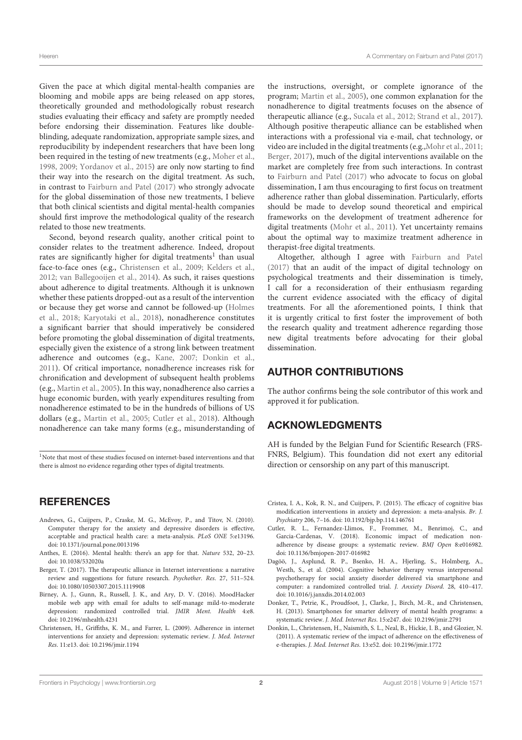Given the pace at which digital mental-health companies are blooming and mobile apps are being released on app stores, theoretically grounded and methodologically robust research studies evaluating their efficacy and safety are promptly needed before endorsing their dissemination. Features like double-blinding, adequate randomization, appropriate sample sizes, and reproducibility by independent researchers that have been long been required in the testing of new treatments (e.g., Moher et al., 1998, 2009; Yordanov et al., 2015) are only now starting to find their way into the research on the digital treatment. As such, in contrast to Fairburn and Patel (2017) who strongly advocate for the global dissemination of those new treatments, I believe that both clinical scientists and digital mental-health companies should first improve the methodological quality of the research related to those new treatments.

Second, beyond research quality, another critical point to consider relates to the treatment adherence. Indeed, dropout rates are significantly higher for digital treatments[1] than usual face-to-face ones (e.g., Christensen et al., 2009; Kelders et al., 2012; van Ballegooijen et al., 2014). As such, it raises questions about adherence to digital treatments. Although it is unknown whether these patients dropped-out as a result of the intervention or because they get worse and cannot be followed-up (Holmes et al., 2018; Karyotaki et al., 2018), nonadherence constitutes a significant barrier that should imperatively be considered before promoting the global dissemination of digital treatments, especially given the existence of a strong link between treatment adherence and outcomes (e.g., Kane, 2007; Donkin et al., 2011). Of critical importance, nonadherence increases risk for chronification and development of subsequent health problems (e.g., Martin et al., 2005). In this way, nonadherence also carries a huge economic burden, with yearly expenditures resulting from nonadherence estimated to be in the hundreds of billions of US dollars (e.g., Martin et al., 2005; Cutler et al., 2018). Although nonadherence can take many forms (e.g., misunderstanding of the instructions, oversight, or complete ignorance of the program; Martin et al., 2005), one common explanation for the nonadherence to digital treatments focuses on the absence of therapeutic alliance (e.g., Sucala et al., 2012; Strand et al., 2017). Although positive therapeutic alliance can be established when interactions with a professional via e-mail, chat technology, or video are included in the digital treatments (e.g.,Mohr et al., 2011; Berger, 2017), much of the digital interventions available on the market are completely free from such interactions. In contrast to Fairburn and Patel (2017) who advocate to focus on global dissemination, I am thus encouraging to first focus on treatment adherence rather than global dissemination. Particularly, efforts should be made to develop sound theoretical and empirical frameworks on the development of treatment adherence for digital treatments (Mohr et al., 2011). Yet uncertainty remains about the optimal way to maximize treatment adherence in therapist-free digital treatments.

Altogether, although I agree with Fairburn and Patel (2017) that an audit of the impact of digital technology on psychological treatments and their dissemination is timely, I call for a reconsideration of their enthusiasm regarding the current evidence associated with the efficacy of digital treatments. For all the aforementioned points, I think that it is urgently critical to first foster the improvement of both the research quality and treatment adherence regarding those new digital treatments before advocating for their global dissemination.

[1]Note that most of these studies focused on internet-based interventions and that there is almost no evidence regarding other types of digital treatments.

## AUTHOR CONTRIBUTIONS

The author confirms being the sole contributor of this work and approved it for publication.

## ACKNOWLEDGMENTS

AH is funded by the Belgian Fund for Scientific Research (FRS-FNRS, Belgium). This foundation did not exert any editorial direction or censorship on any part of this manuscript.

## REFERENCES

Andrews, G., Cuijpers, P., Craske, M. G., McEvoy, P., and Titov, N. (2010). Computer therapy for the anxiety and depressive disorders is effective, acceptable and practical health care: a meta-analysis. *PLoS ONE* 5:e13196. doi: 10.1371/journal.pone.0013196

Anthes, E. (2016). Mental health: there's an app for that. *Nature* 532, 20–23. doi: 10.1038/532020a

Berger, T. (2017). The therapeutic alliance in Internet interventions: a narrative review and suggestions for future research. *Psychother. Res.* 27, 511–524. doi: 10.1080/10503307.2015.1119908

Birney, A. J., Gunn, R., Russell, J. K., and Ary, D. V. (2016). MoodHacker mobile web app with email for adults to self-manage mild-to-moderate depression: randomized controlled trial. *JMIR Ment. Health* 4:e8. doi: 10.2196/mhealth.4231

Christensen, H., Griffiths, K. M., and Farrer, L. (2009). Adherence in internet interventions for anxiety and depression: systematic review. *J. Med. Internet Res.* 11:e13. doi: 10.2196/jmir.1194

Cristea, I. A., Kok, R. N., and Cuijpers, P. (2015). The efficacy of cognitive bias modification interventions in anxiety and depression: a meta-analysis. *Br. J. Psychiatry* 206, 7–16. doi: 10.1192/bjp.bp.114.146761

Cutler, R. L., Fernandez-Llimos, F., Frommer, M., Benrimoj, C., and Garcia-Cardenas, V. (2018). Economic impact of medication non-adherence by disease groups: a systematic review. *BMJ Open* 8:e016982. doi: 10.1136/bmjopen-2017-016982

Dagöö, J., Asplund, R. P., Bsenko, H. A., Hjerling, S., Holmberg, A., Westh, S., et al. (2004). Cognitive behavior therapy versus interpersonal psychotherapy for social anxiety disorder delivered via smartphone and computer: a randomized controlled trial. *J. Anxiety Disord.* 28, 410–417. doi: 10.1016/j.janxdis.2014.02.003

Donker, T., Petrie, K., Proudfoot, J., Clarke, J., Birch, M.-R., and Christensen, H. (2013). Smartphones for smarter delivery of mental health programs: a systematic review. *J. Med. Internet Res.* 15:e247. doi: 10.2196/jmir.2791

Donkin, L., Christensen, H., Naismith, S. L., Neal, B., Hickie, I. B., and Glozier, N. (2011). A systematic review of the impact of adherence on the effectiveness of e-therapies. *J. Med. Internet Res.* 13:e52. doi: 10.2196/jmir.1772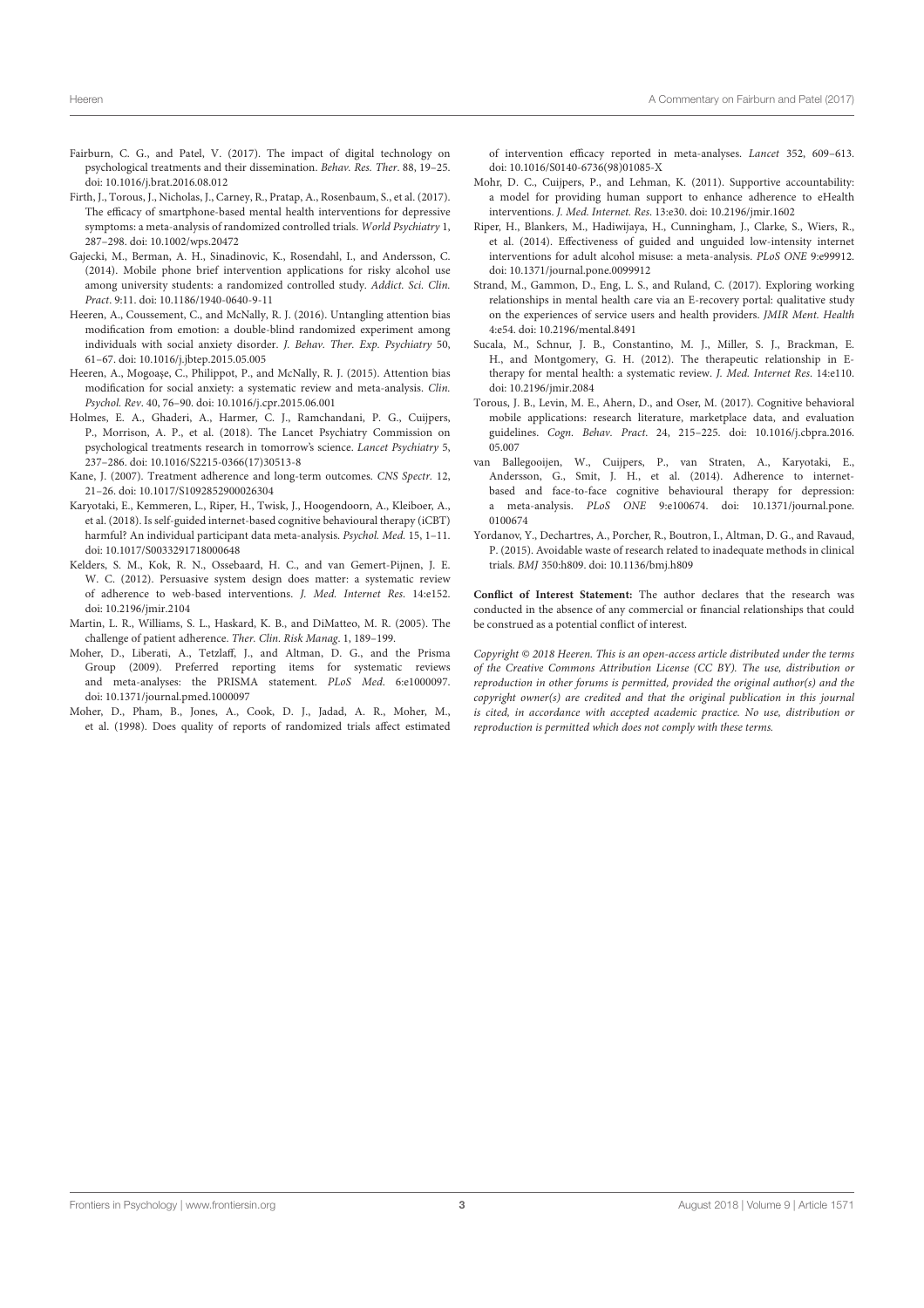Fairburn, C. G., and Patel, V. (2017). The impact of digital technology on psychological treatments and their dissemination. *Behav. Res. Ther*. 88, 19–25. doi: 10.1016/j.brat.2016.08.012

Firth, J., Torous, J., Nicholas, J., Carney, R., Pratap, A., Rosenbaum, S., et al. (2017). The efficacy of smartphone-based mental health interventions for depressive symptoms: a meta-analysis of randomized controlled trials. *World Psychiatry* 1, 287–298. doi: 10.1002/wps.20472

Gajecki, M., Berman, A. H., Sinadinovic, K., Rosendahl, I., and Andersson, C. (2014). Mobile phone brief intervention applications for risky alcohol use among university students: a randomized controlled study. *Addict. Sci. Clin. Pract*. 9:11. doi: 10.1186/1940-0640-9-11

Heeren, A., Coussement, C., and McNally, R. J. (2016). Untangling attention bias modification from emotion: a double-blind randomized experiment among individuals with social anxiety disorder. *J. Behav. Ther. Exp. Psychiatry* 50, 61–67. doi: 10.1016/j.jbtep.2015.05.005

Heeren, A., Mogoașe, C., Philippot, P., and McNally, R. J. (2015). Attention bias modification for social anxiety: a systematic review and meta-analysis. *Clin. Psychol. Rev*. 40, 76–90. doi: 10.1016/j.cpr.2015.06.001

Holmes, E. A., Ghaderi, A., Harmer, C. J., Ramchandani, P. G., Cuijpers, P., Morrison, A. P., et al. (2018). The Lancet Psychiatry Commission on psychological treatments research in tomorrow's science. *Lancet Psychiatry* 5, 237–286. doi: 10.1016/S2215-0366(17)30513-8

Kane, J. (2007). Treatment adherence and long-term outcomes. *CNS Spectr*. 12, 21–26. doi: 10.1017/S1092852900026304

Karyotaki, E., Kemmeren, L., Riper, H., Twisk, J., Hoogendoorn, A., Kleiboer, A., et al. (2018). Is self-guided internet-based cognitive behavioural therapy (iCBT) harmful? An individual participant data meta-analysis. *Psychol. Med*. 15, 1–11. doi: 10.1017/S0033291718000648

Kelders, S. M., Kok, R. N., Ossebaard, H. C., and van Gemert-Pijnen, J. E. W. C. (2012). Persuasive system design does matter: a systematic review of adherence to web-based interventions. *J. Med. Internet Res*. 14:e152. doi: 10.2196/jmir.2104

Martin, L. R., Williams, S. L., Haskard, K. B., and DiMatteo, M. R. (2005). The challenge of patient adherence. *Ther. Clin. Risk Manag*. 1, 189–199.

Moher, D., Liberati, A., Tetzlaff, J., and Altman, D. G., and the Prisma Group (2009). Preferred reporting items for systematic reviews and meta-analyses: the PRISMA statement. *PLoS Med*. 6:e1000097. doi: 10.1371/journal.pmed.1000097

Moher, D., Pham, B., Jones, A., Cook, D. J., Jadad, A. R., Moher, M., et al. (1998). Does quality of reports of randomized trials affect estimated of intervention efficacy reported in meta-analyses. *Lancet* 352, 609–613. doi: 10.1016/S0140-6736(98)01085-X

Mohr, D. C., Cuijpers, P., and Lehman, K. (2011). Supportive accountability: a model for providing human support to enhance adherence to eHealth interventions. *J. Med. Internet. Res*. 13:e30. doi: 10.2196/jmir.1602

Riper, H., Blankers, M., Hadiwijaya, H., Cunningham, J., Clarke, S., Wiers, R., et al. (2014). Effectiveness of guided and unguided low-intensity internet interventions for adult alcohol misuse: a meta-analysis. *PLoS ONE* 9:e99912. doi: 10.1371/journal.pone.0099912

Strand, M., Gammon, D., Eng, L. S., and Ruland, C. (2017). Exploring working relationships in mental health care via an E-recovery portal: qualitative study on the experiences of service users and health providers. *JMIR Ment. Health* 4:e54. doi: 10.2196/mental.8491

Sucala, M., Schnur, J. B., Constantino, M. J., Miller, S. J., Brackman, E. H., and Montgomery, G. H. (2012). The therapeutic relationship in E-therapy for mental health: a systematic review. *J. Med. Internet Res*. 14:e110. doi: 10.2196/jmir.2084

Torous, J. B., Levin, M. E., Ahern, D., and Oser, M. (2017). Cognitive behavioral mobile applications: research literature, marketplace data, and evaluation guidelines. *Cogn. Behav. Pract*. 24, 215–225. doi: 10.1016/j.cbpra.2016.05.007

van Ballegooijen, W., Cuijpers, P., van Straten, A., Karyotaki, E., Andersson, G., Smit, J. H., et al. (2014). Adherence to internet-based and face-to-face cognitive behavioural therapy for depression: a meta-analysis. *PLoS ONE* 9:e100674. doi: 10.1371/journal.pone.0100674

Yordanov, Y., Dechartres, A., Porcher, R., Boutron, I., Altman, D. G., and Ravaud, P. (2015). Avoidable waste of research related to inadequate methods in clinical trials. *BMJ* 350:h809. doi: 10.1136/bmj.h809

**Conflict of Interest Statement:** The author declares that the research was conducted in the absence of any commercial or financial relationships that could be construed as a potential conflict of interest.

*Copyright © 2018 Heeren. This is an open-access article distributed under the terms of the Creative Commons Attribution License (CC BY). The use, distribution or reproduction in other forums is permitted, provided the original author(s) and the copyright owner(s) are credited and that the original publication in this journal is cited, in accordance with accepted academic practice. No use, distribution or reproduction is permitted which does not comply with these terms.*